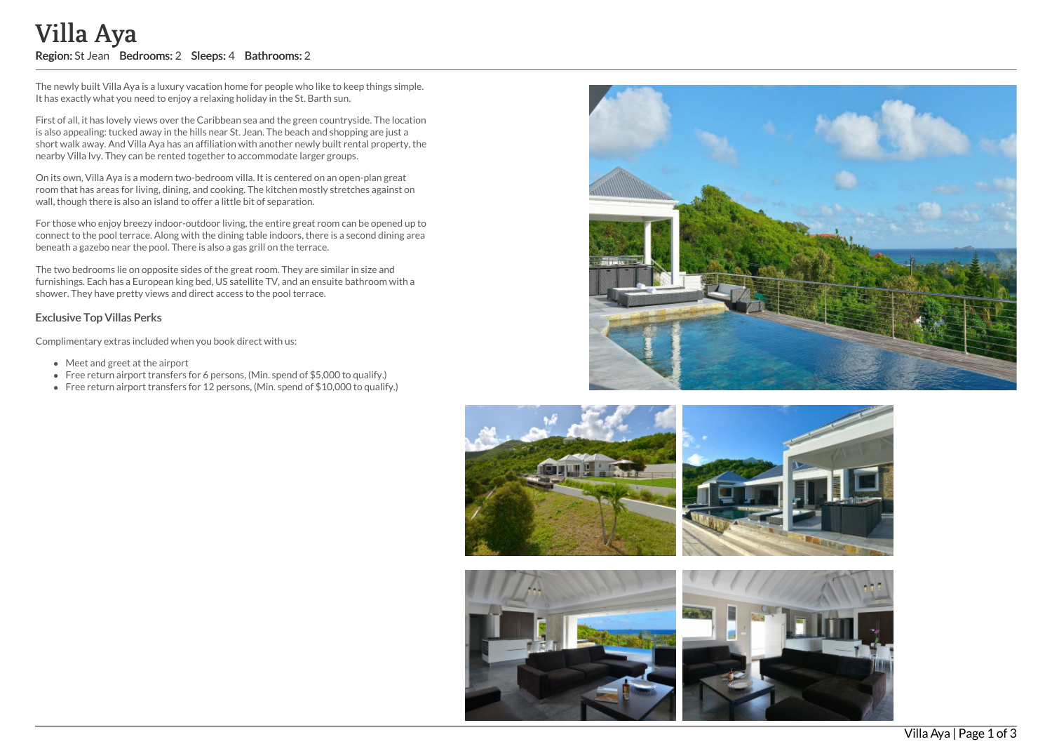# Villa Aya

**Region:** St Jean **Bedrooms:** 2 **Sleeps:** 4 **Bathrooms:** 2

The newly built Villa Aya is a luxury vacation home for people who like to keep things simple. It has exactly what you need to enjoy a relaxing holiday in the St. Barth sun.

First of all, it has lovely views over the Caribbean sea and the green countryside. The location is also appealing: tucked away in the hills near St. Jean. The beach and shopping are just a short walk away. And Villa Aya has an affiliation with another newly built rental property, the nearby Villa Ivy. They can be rented together to accommodate larger groups.

On its own, Villa Aya is a modern two-bedroom villa. It is centered on an open-plan great room that has areas for living, dining, and cooking. The kitchen mostly stretches against on wall, though there is also an island to offer a little bit of separation.

For those who enjoy breezy indoor-outdoor living, the entire great room can be opened up to connect to the pool terrace. Along with the dining table indoors, there is a second dining area beneath a gazebo near the pool. There is also a gas grill on the terrace.

The two bedrooms lie on opposite sides of the great room. They are similar in size and furnishings. Each has a European king bed, US satellite TV, and an ensuite bathroom with a shower. They have pretty views and direct access to the pool terrace.

### Exclusive Top Villas Perks

Complimentary extras included when you book direct with us:

- Meet and greet at the airport
- Free return airport transfers for 6 persons, (Min. spend of $5,000 to qualify.)
- Free return airport transfers for 12 persons, (Min. spend of $10,000 to qualify.)